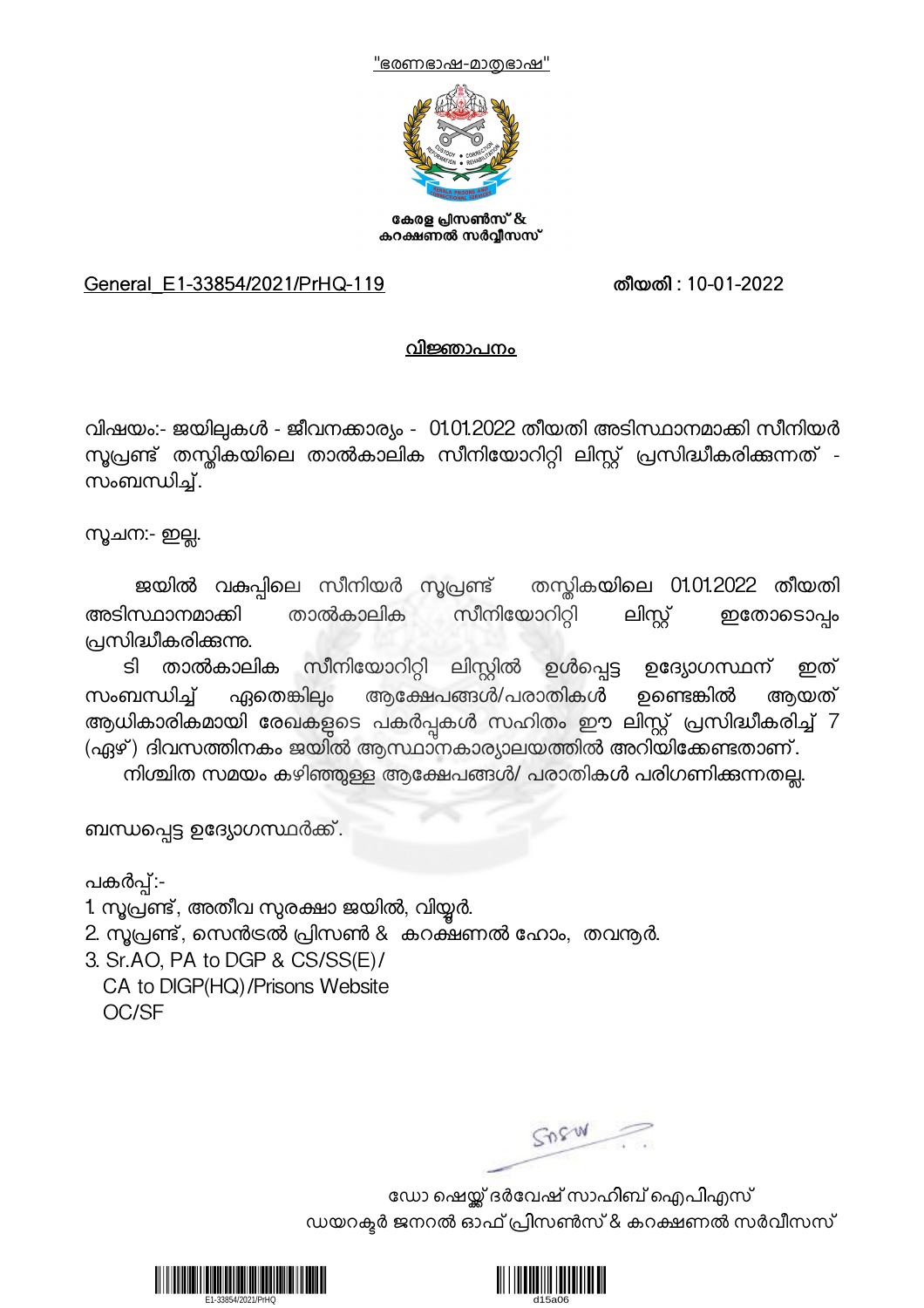"ഭരണഭാഷ-മാതൃഭാഷ"

**കേരള പ്രിസൺസ് &**
**കറക്ഷണൽ സർവ്വീസസ്**

General_E1-33854/2021/PrHQ-119 **തീയതി : 10-01-2022**

## വിജ്ഞാപനം

വിഷയം:- ജയിലുകൾ - ജീവനക്കാര്യം - 01.01.2022 തീയതി അടിസ്ഥാനമാക്കി സീനിയർ സൂപ്രണ്ട് തസ്തികയിലെ താൽകാലിക സീനിയോറിറ്റി ലിസ്റ്റ് പ്രസിദ്ധീകരിക്കുന്നത് - സംബന്ധിച്ച്.

സൂചന:- ഇല്ല.

ജയിൽ വകുപ്പിലെ സീനിയർ സൂപ്രണ്ട് തസ്തികയിലെ 01.01.2022 തീയതി അടിസ്ഥാനമാക്കി താൽകാലിക സീനിയോറിറ്റി ലിസ്റ്റ് ഇതോടൊപ്പം പ്രസിദ്ധീകരിക്കുന്നു.

ടി താൽകാലിക സീനിയോറിറ്റി ലിസ്റ്റിൽ ഉൾപ്പെട്ട ഉദ്യോഗസ്ഥന് ഇത് സംബന്ധിച്ച് ഏതെങ്കിലും ആക്ഷേപങ്ങൾ/പരാതികൾ ഉണ്ടെങ്കിൽ ആയത് ആധികാരികമായി രേഖകളുടെ പകർപ്പുകൾ സഹിതം ഈ ലിസ്റ്റ് പ്രസിദ്ധീകരിച്ച് 7 (ഏഴ്) ദിവസത്തിനകം ജയിൽ ആസ്ഥാനകാര്യാലയത്തിൽ അറിയിക്കേണ്ടതാണ്.

നിശ്ചിത സമയം കഴിഞ്ഞുള്ള ആക്ഷേപങ്ങൾ/ പരാതികൾ പരിഗണിക്കുന്നതല്ല.

ബന്ധപ്പെട്ട ഉദ്യോഗസ്ഥർക്ക്.

പകർപ്പ്:-

1. സൂപ്രണ്ട്, അതീവ സുരക്ഷാ ജയിൽ, വിയ്യൂർ.
2. സൂപ്രണ്ട്, സെൻട്രൽ പ്രിസൺ & കറക്ഷണൽ ഹോം, തവനൂർ.
3. Sr.AO, PA to DGP & CS/SS(E)/
   CA to DIGP(HQ)/Prisons Website
   OC/SF

ഡോ ഷെയ്ക്ക് ദർവേഷ് സാഹിബ് ഐപിഎസ്
ഡയറക്ടർ ജനറൽ ഓഫ് പ്രിസൺസ് & കറക്ഷണൽ സർവീസസ്

E1-33854/2021/PrHQ

d15a06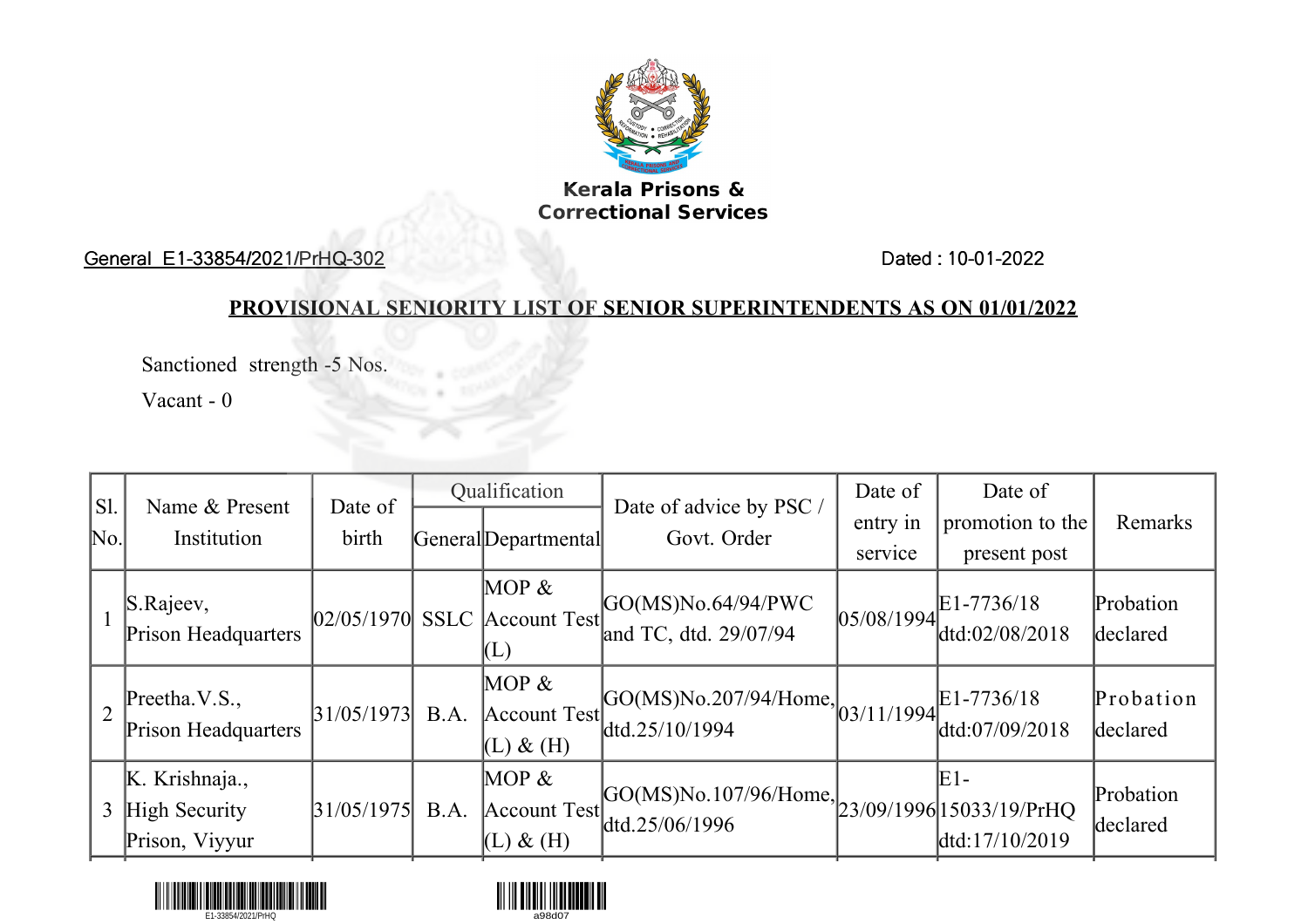**Kerala Prisons & Correctional Services**

General E1-33854/2021/PrHQ-302 Dated : 10-01-2022

## PROVISIONAL SENIORITY LIST OF SENIOR SUPERINTENDENTS AS ON 01/01/2022

Sanctioned strength -5 Nos.

Vacant - 0

| Sl. No. | Name & Present Institution | Date of birth | Qualification | | Date of advice by PSC / Govt. Order | Date of entry in service | Date of promotion to the present post | Remarks |
|---|---|---|---|---|---|---|---|---|
| | | | General | Departmental | | | | |
| 1 | S.Rajeev, Prison Headquarters | 02/05/1970 | SSLC | MOP & Account Test (L) | GO(MS)No.64/94/PWC and TC, dtd. 29/07/94 | 05/08/1994 | E1-7736/18 dtd:02/08/2018 | Probation declared |
| 2 | Preetha.V.S., Prison Headquarters | 31/05/1973 | B.A. | MOP & Account Test (L) & (H) | GO(MS)No.207/94/Home, dtd.25/10/1994 | 03/11/1994 | E1-7736/18 dtd:07/09/2018 | Probation declared |
| 3 | K. Krishnaja., High Security Prison, Viyyur | 31/05/1975 | B.A. | MOP & Account Test (L) & (H) | GO(MS)No.107/96/Home, dtd.25/06/1996 | 23/09/1996 | E1-15033/19/PrHQ dtd:17/10/2019 | Probation declared |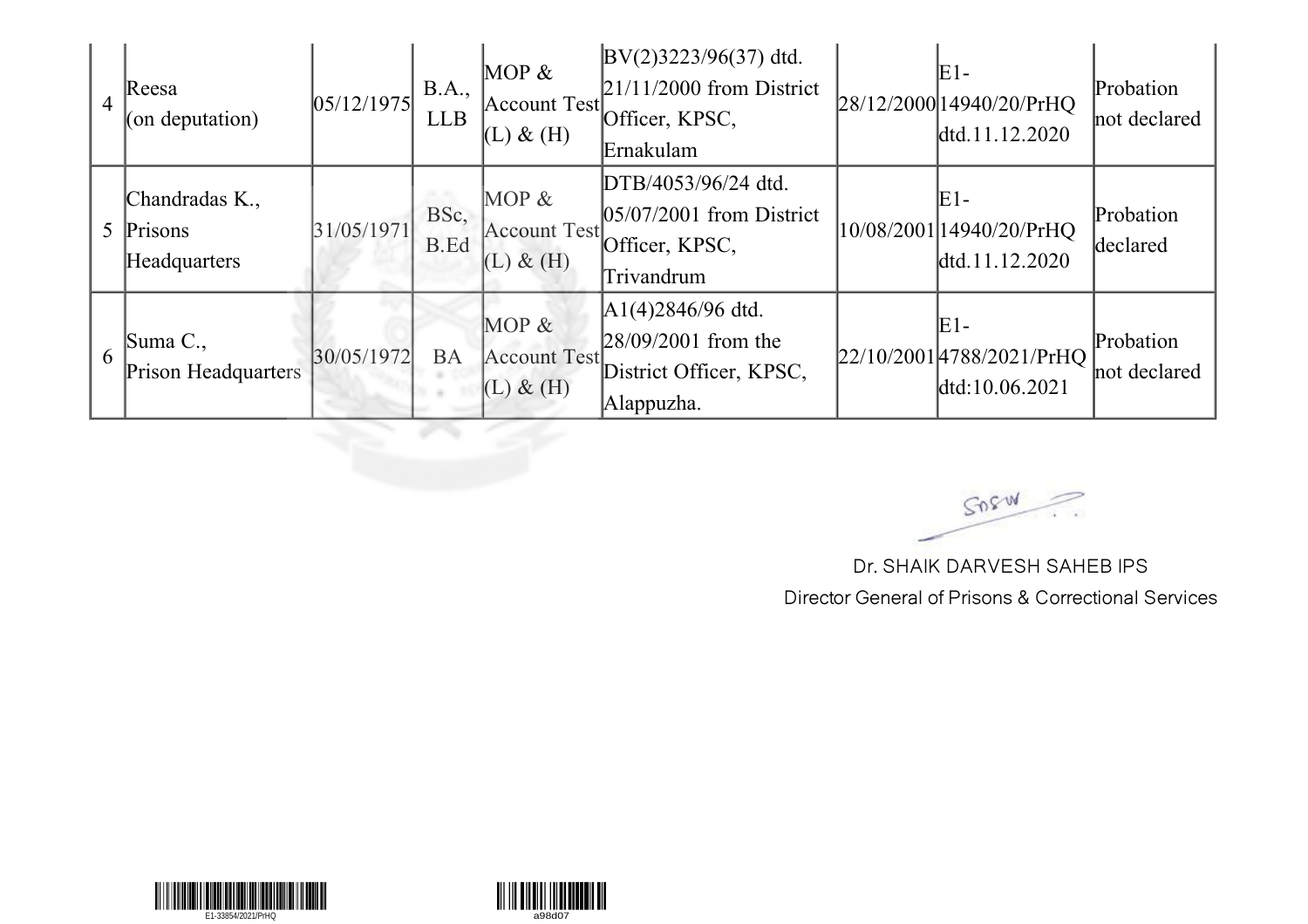| | | | | | | | | |
|---|---|---|---|---|---|---|---|---|
| 4 | Reesa (on deputation) | 05/12/1975 | B.A., LLB | MOP & Account Test (L) & (H) | BV(2)3223/96(37) dtd. 21/11/2000 from District Officer, KPSC, Ernakulam | 28/12/2000 | E1-14940/20/PrHQ dtd.11.12.2020 | Probation not declared |
| 5 | Chandradas K., Prisons Headquarters | 31/05/1971 | BSc, B.Ed | MOP & Account Test (L) & (H) | DTB/4053/96/24 dtd. 05/07/2001 from District Officer, KPSC, Trivandrum | 10/08/2001 | E1-14940/20/PrHQ dtd.11.12.2020 | Probation declared |
| 6 | Suma C., Prison Headquarters | 30/05/1972 | BA | MOP & Account Test (L) & (H) | A1(4)2846/96 dtd. 28/09/2001 from the District Officer, KPSC, Alappuzha. | 22/10/2001 | E1-4788/2021/PrHQ dtd:10.06.2021 | Probation not declared |

Dr. SHAIK DARVESH SAHEB IPS
Director General of Prisons & Correctional Services

E1-33854/2021/PrHQ

a98d07